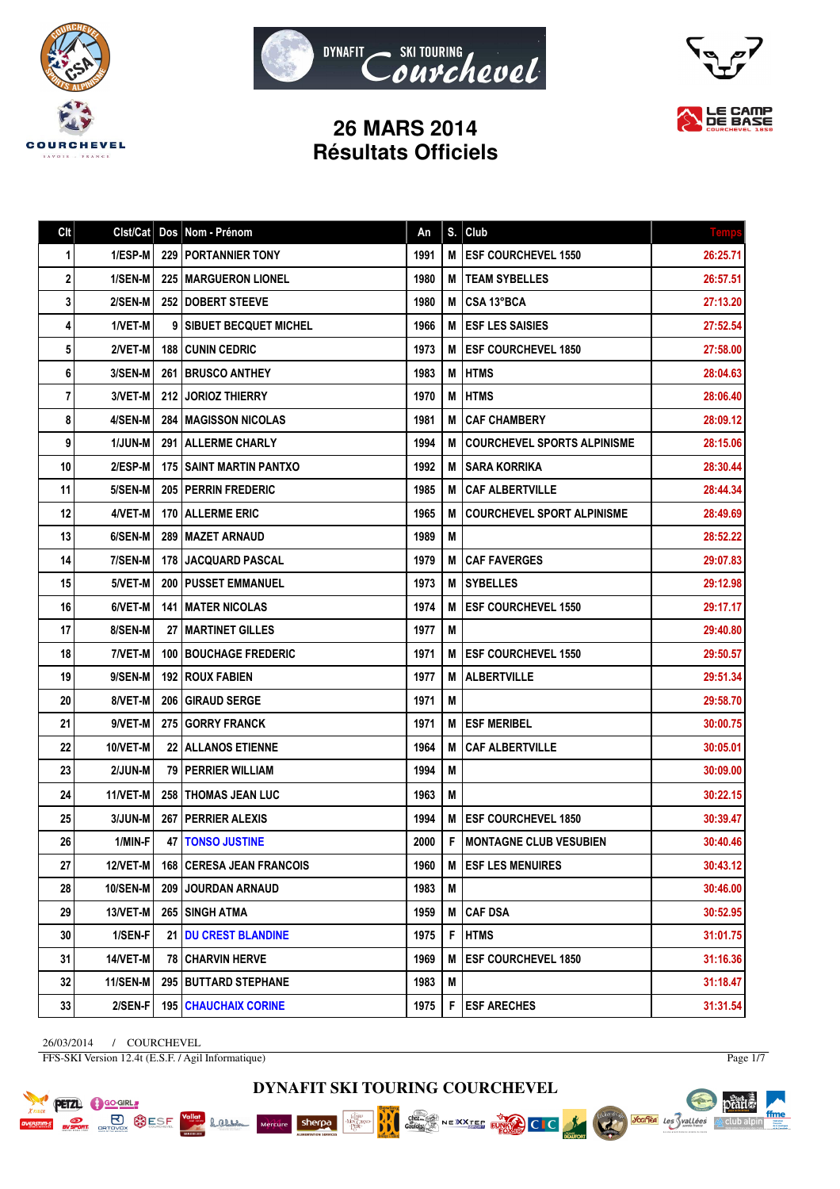# 26 MARS 2014
# Résultats Officiels

| Clt | Clst/Cat | Dos | Nom - Prénom | An | S. | Club | Temps |
|---|---|---|---|---|---|---|---|
| 1 | 1/ESP-M | 229 | PORTANNIER TONY | 1991 | M | ESF COURCHEVEL 1550 | 26:25.71 |
| 2 | 1/SEN-M | 225 | MARGUERON LIONEL | 1980 | M | TEAM SYBELLES | 26:57.51 |
| 3 | 2/SEN-M | 252 | DOBERT STEEVE | 1980 | M | CSA 13°BCA | 27:13.20 |
| 4 | 1/VET-M | 9 | SIBUET BECQUET MICHEL | 1966 | M | ESF LES SAISIES | 27:52.54 |
| 5 | 2/VET-M | 188 | CUNIN CEDRIC | 1973 | M | ESF COURCHEVEL 1850 | 27:58.00 |
| 6 | 3/SEN-M | 261 | BRUSCO ANTHEY | 1983 | M | HTMS | 28:04.63 |
| 7 | 3/VET-M | 212 | JORIOZ THIERRY | 1970 | M | HTMS | 28:06.40 |
| 8 | 4/SEN-M | 284 | MAGISSON NICOLAS | 1981 | M | CAF CHAMBERY | 28:09.12 |
| 9 | 1/JUN-M | 291 | ALLERME CHARLY | 1994 | M | COURCHEVEL SPORTS ALPINISME | 28:15.06 |
| 10 | 2/ESP-M | 175 | SAINT MARTIN PANTXO | 1992 | M | SARA KORRIKA | 28:30.44 |
| 11 | 5/SEN-M | 205 | PERRIN FREDERIC | 1985 | M | CAF ALBERTVILLE | 28:44.34 |
| 12 | 4/VET-M | 170 | ALLERME ERIC | 1965 | M | COURCHEVEL SPORT ALPINISME | 28:49.69 |
| 13 | 6/SEN-M | 289 | MAZET ARNAUD | 1989 | M | | 28:52.22 |
| 14 | 7/SEN-M | 178 | JACQUARD PASCAL | 1979 | M | CAF FAVERGES | 29:07.83 |
| 15 | 5/VET-M | 200 | PUSSET EMMANUEL | 1973 | M | SYBELLES | 29:12.98 |
| 16 | 6/VET-M | 141 | MATER NICOLAS | 1974 | M | ESF COURCHEVEL 1550 | 29:17.17 |
| 17 | 8/SEN-M | 27 | MARTINET GILLES | 1977 | M | | 29:40.80 |
| 18 | 7/VET-M | 100 | BOUCHAGE FREDERIC | 1971 | M | ESF COURCHEVEL 1550 | 29:50.57 |
| 19 | 9/SEN-M | 192 | ROUX FABIEN | 1977 | M | ALBERTVILLE | 29:51.34 |
| 20 | 8/VET-M | 206 | GIRAUD SERGE | 1971 | M | | 29:58.70 |
| 21 | 9/VET-M | 275 | GORRY FRANCK | 1971 | M | ESF MERIBEL | 30:00.75 |
| 22 | 10/VET-M | 22 | ALLANOS ETIENNE | 1964 | M | CAF ALBERTVILLE | 30:05.01 |
| 23 | 2/JUN-M | 79 | PERRIER WILLIAM | 1994 | M | | 30:09.00 |
| 24 | 11/VET-M | 258 | THOMAS JEAN LUC | 1963 | M | | 30:22.15 |
| 25 | 3/JUN-M | 267 | PERRIER ALEXIS | 1994 | M | ESF COURCHEVEL 1850 | 30:39.47 |
| 26 | 1/MIN-F | 47 | TONSO JUSTINE | 2000 | F | MONTAGNE CLUB VESUBIEN | 30:40.46 |
| 27 | 12/VET-M | 168 | CERESA JEAN FRANCOIS | 1960 | M | ESF LES MENUIRES | 30:43.12 |
| 28 | 10/SEN-M | 209 | JOURDAN ARNAUD | 1983 | M | | 30:46.00 |
| 29 | 13/VET-M | 265 | SINGH ATMA | 1959 | M | CAF DSA | 30:52.95 |
| 30 | 1/SEN-F | 21 | DU CREST BLANDINE | 1975 | F | HTMS | 31:01.75 |
| 31 | 14/VET-M | 78 | CHARVIN HERVE | 1969 | M | ESF COURCHEVEL 1850 | 31:16.36 |
| 32 | 11/SEN-M | 295 | BUTTARD STEPHANE | 1983 | M | | 31:18.47 |
| 33 | 2/SEN-F | 195 | CHAUCHAIX CORINE | 1975 | F | ESF ARECHES | 31:31.54 |

26/03/2014 / COURCHEVEL

FFS-SKI Version 12.4t (E.S.F. / Agil Informatique)

DYNAFIT SKI TOURING COURCHEVEL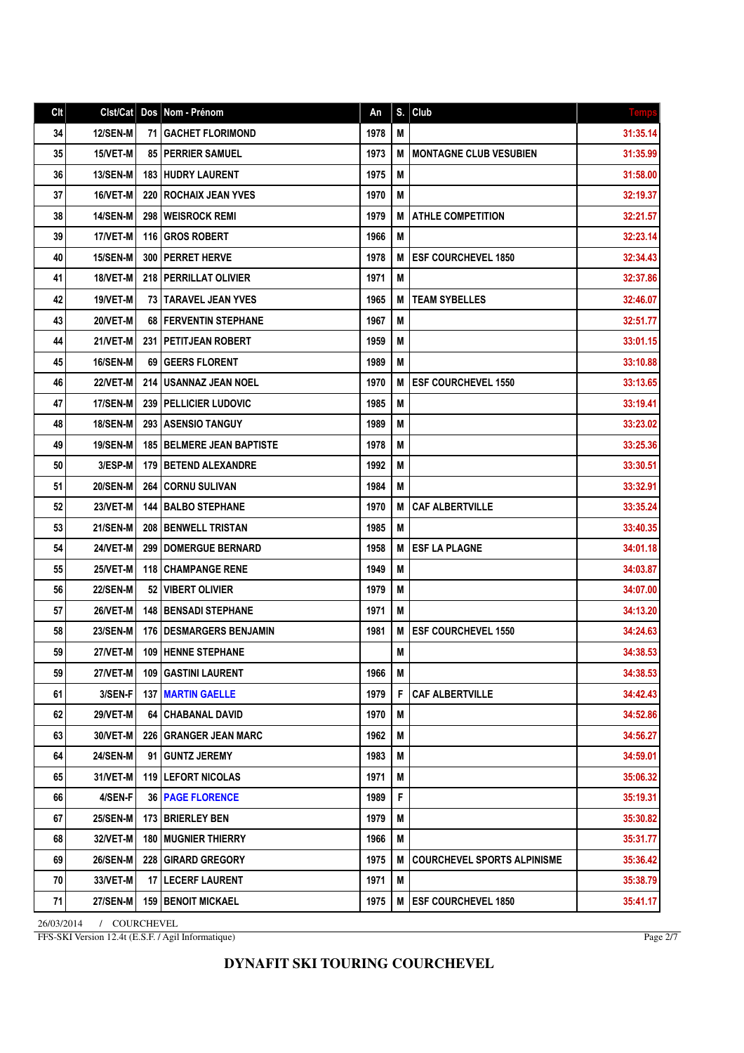| Clt | Clst/Cat | Dos | Nom - Prénom | An | S. | Club | Temps |
|---|---|---|---|---|---|---|---|
| 34 | 12/SEN-M | 71 | GACHET FLORIMOND | 1978 | M | | 31:35.14 |
| 35 | 15/VET-M | 85 | PERRIER SAMUEL | 1973 | M | MONTAGNE CLUB VESUBIEN | 31:35.99 |
| 36 | 13/SEN-M | 183 | HUDRY LAURENT | 1975 | M | | 31:58.00 |
| 37 | 16/VET-M | 220 | ROCHAIX JEAN YVES | 1970 | M | | 32:19.37 |
| 38 | 14/SEN-M | 298 | WEISROCK REMI | 1979 | M | ATHLE COMPETITION | 32:21.57 |
| 39 | 17/VET-M | 116 | GROS ROBERT | 1966 | M | | 32:23.14 |
| 40 | 15/SEN-M | 300 | PERRET HERVE | 1978 | M | ESF COURCHEVEL 1850 | 32:34.43 |
| 41 | 18/VET-M | 218 | PERRILLAT OLIVIER | 1971 | M | | 32:37.86 |
| 42 | 19/VET-M | 73 | TARAVEL JEAN YVES | 1965 | M | TEAM SYBELLES | 32:46.07 |
| 43 | 20/VET-M | 68 | FERVENTIN STEPHANE | 1967 | M | | 32:51.77 |
| 44 | 21/VET-M | 231 | PETITJEAN ROBERT | 1959 | M | | 33:01.15 |
| 45 | 16/SEN-M | 69 | GEERS FLORENT | 1989 | M | | 33:10.88 |
| 46 | 22/VET-M | 214 | USANNAZ JEAN NOEL | 1970 | M | ESF COURCHEVEL 1550 | 33:13.65 |
| 47 | 17/SEN-M | 239 | PELLICIER LUDOVIC | 1985 | M | | 33:19.41 |
| 48 | 18/SEN-M | 293 | ASENSIO TANGUY | 1989 | M | | 33:23.02 |
| 49 | 19/SEN-M | 185 | BELMERE JEAN BAPTISTE | 1978 | M | | 33:25.36 |
| 50 | 3/ESP-M | 179 | BETEND ALEXANDRE | 1992 | M | | 33:30.51 |
| 51 | 20/SEN-M | 264 | CORNU SULIVAN | 1984 | M | | 33:32.91 |
| 52 | 23/VET-M | 144 | BALBO STEPHANE | 1970 | M | CAF ALBERTVILLE | 33:35.24 |
| 53 | 21/SEN-M | 208 | BENWELL TRISTAN | 1985 | M | | 33:40.35 |
| 54 | 24/VET-M | 299 | DOMERGUE BERNARD | 1958 | M | ESF LA PLAGNE | 34:01.18 |
| 55 | 25/VET-M | 118 | CHAMPANGE RENE | 1949 | M | | 34:03.87 |
| 56 | 22/SEN-M | 52 | VIBERT OLIVIER | 1979 | M | | 34:07.00 |
| 57 | 26/VET-M | 148 | BENSADI STEPHANE | 1971 | M | | 34:13.20 |
| 58 | 23/SEN-M | 176 | DESMARGERS BENJAMIN | 1981 | M | ESF COURCHEVEL 1550 | 34:24.63 |
| 59 | 27/VET-M | 109 | HENNE STEPHANE | | M | | 34:38.53 |
| 59 | 27/VET-M | 109 | GASTINI LAURENT | 1966 | M | | 34:38.53 |
| 61 | 3/SEN-F | 137 | MARTIN GAELLE | 1979 | F | CAF ALBERTVILLE | 34:42.43 |
| 62 | 29/VET-M | 64 | CHABANAL DAVID | 1970 | M | | 34:52.86 |
| 63 | 30/VET-M | 226 | GRANGER JEAN MARC | 1962 | M | | 34:56.27 |
| 64 | 24/SEN-M | 91 | GUNTZ JEREMY | 1983 | M | | 34:59.01 |
| 65 | 31/VET-M | 119 | LEFORT NICOLAS | 1971 | M | | 35:06.32 |
| 66 | 4/SEN-F | 36 | PAGE FLORENCE | 1989 | F | | 35:19.31 |
| 67 | 25/SEN-M | 173 | BRIERLEY BEN | 1979 | M | | 35:30.82 |
| 68 | 32/VET-M | 180 | MUGNIER THIERRY | 1966 | M | | 35:31.77 |
| 69 | 26/SEN-M | 228 | GIRARD GREGORY | 1975 | M | COURCHEVEL SPORTS ALPINISME | 35:36.42 |
| 70 | 33/VET-M | 17 | LECERF LAURENT | 1971 | M | | 35:38.79 |
| 71 | 27/SEN-M | 159 | BENOIT MICKAEL | 1975 | M | ESF COURCHEVEL 1850 | 35:41.17 |

26/03/2014 / COURCHEVEL

FFS-SKI Version 12.4t (E.S.F. / Agil Informatique)

**DYNAFIT SKI TOURING COURCHEVEL**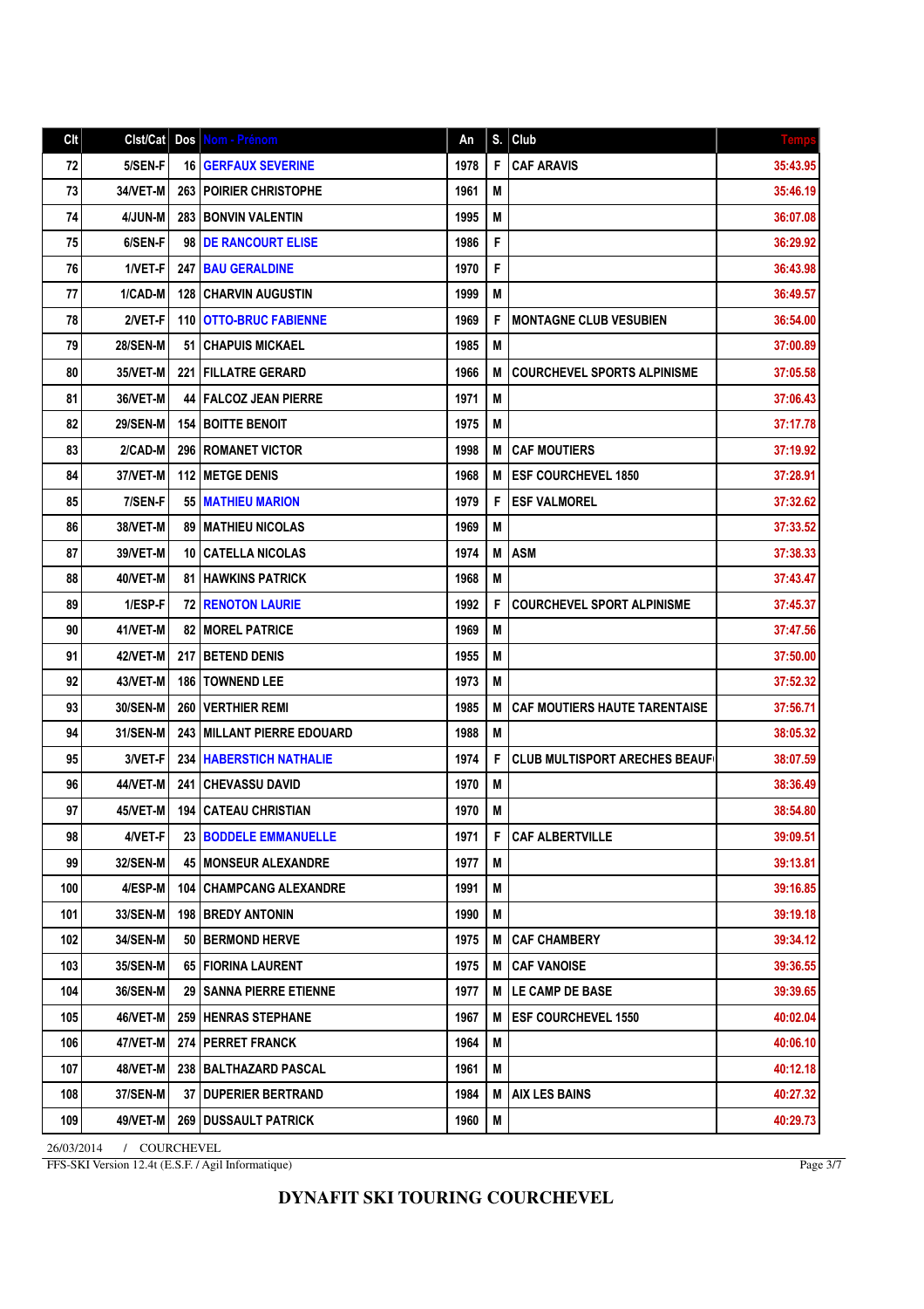| Clt | Clst/Cat | Dos | Nom - Prénom | An | S. | Club | Temps |
|---|---|---|---|---|---|---|---|
| 72 | 5/SEN-F | 16 | GERFAUX SEVERINE | 1978 | F | CAF ARAVIS | 35:43.95 |
| 73 | 34/VET-M | 263 | POIRIER CHRISTOPHE | 1961 | M | | 35:46.19 |
| 74 | 4/JUN-M | 283 | BONVIN VALENTIN | 1995 | M | | 36:07.08 |
| 75 | 6/SEN-F | 98 | DE RANCOURT ELISE | 1986 | F | | 36:29.92 |
| 76 | 1/VET-F | 247 | BAU GERALDINE | 1970 | F | | 36:43.98 |
| 77 | 1/CAD-M | 128 | CHARVIN AUGUSTIN | 1999 | M | | 36:49.57 |
| 78 | 2/VET-F | 110 | OTTO-BRUC FABIENNE | 1969 | F | MONTAGNE CLUB VESUBIEN | 36:54.00 |
| 79 | 28/SEN-M | 51 | CHAPUIS MICKAEL | 1985 | M | | 37:00.89 |
| 80 | 35/VET-M | 221 | FILLATRE GERARD | 1966 | M | COURCHEVEL SPORTS ALPINISME | 37:05.58 |
| 81 | 36/VET-M | 44 | FALCOZ JEAN PIERRE | 1971 | M | | 37:06.43 |
| 82 | 29/SEN-M | 154 | BOITTE BENOIT | 1975 | M | | 37:17.78 |
| 83 | 2/CAD-M | 296 | ROMANET VICTOR | 1998 | M | CAF MOUTIERS | 37:19.92 |
| 84 | 37/VET-M | 112 | METGE DENIS | 1968 | M | ESF COURCHEVEL 1850 | 37:28.91 |
| 85 | 7/SEN-F | 55 | MATHIEU MARION | 1979 | F | ESF VALMOREL | 37:32.62 |
| 86 | 38/VET-M | 89 | MATHIEU NICOLAS | 1969 | M | | 37:33.52 |
| 87 | 39/VET-M | 10 | CATELLA NICOLAS | 1974 | M | ASM | 37:38.33 |
| 88 | 40/VET-M | 81 | HAWKINS PATRICK | 1968 | M | | 37:43.47 |
| 89 | 1/ESP-F | 72 | RENOTON LAURIE | 1992 | F | COURCHEVEL SPORT ALPINISME | 37:45.37 |
| 90 | 41/VET-M | 82 | MOREL PATRICE | 1969 | M | | 37:47.56 |
| 91 | 42/VET-M | 217 | BETEND DENIS | 1955 | M | | 37:50.00 |
| 92 | 43/VET-M | 186 | TOWNEND LEE | 1973 | M | | 37:52.32 |
| 93 | 30/SEN-M | 260 | VERTHIER REMI | 1985 | M | CAF MOUTIERS HAUTE TARENTAISE | 37:56.71 |
| 94 | 31/SEN-M | 243 | MILLANT PIERRE EDOUARD | 1988 | M | | 38:05.32 |
| 95 | 3/VET-F | 234 | HABERSTICH NATHALIE | 1974 | F | CLUB MULTISPORT ARECHES BEAUF | 38:07.59 |
| 96 | 44/VET-M | 241 | CHEVASSU DAVID | 1970 | M | | 38:36.49 |
| 97 | 45/VET-M | 194 | CATEAU CHRISTIAN | 1970 | M | | 38:54.80 |
| 98 | 4/VET-F | 23 | BODDELE EMMANUELLE | 1971 | F | CAF ALBERTVILLE | 39:09.51 |
| 99 | 32/SEN-M | 45 | MONSEUR ALEXANDRE | 1977 | M | | 39:13.81 |
| 100 | 4/ESP-M | 104 | CHAMPCANG ALEXANDRE | 1991 | M | | 39:16.85 |
| 101 | 33/SEN-M | 198 | BREDY ANTONIN | 1990 | M | | 39:19.18 |
| 102 | 34/SEN-M | 50 | BERMOND HERVE | 1975 | M | CAF CHAMBERY | 39:34.12 |
| 103 | 35/SEN-M | 65 | FIORINA LAURENT | 1975 | M | CAF VANOISE | 39:36.55 |
| 104 | 36/SEN-M | 29 | SANNA PIERRE ETIENNE | 1977 | M | LE CAMP DE BASE | 39:39.65 |
| 105 | 46/VET-M | 259 | HENRAS STEPHANE | 1967 | M | ESF COURCHEVEL 1550 | 40:02.04 |
| 106 | 47/VET-M | 274 | PERRET FRANCK | 1964 | M | | 40:06.10 |
| 107 | 48/VET-M | 238 | BALTHAZARD PASCAL | 1961 | M | | 40:12.18 |
| 108 | 37/SEN-M | 37 | DUPERIER BERTRAND | 1984 | M | AIX LES BAINS | 40:27.32 |
| 109 | 49/VET-M | 269 | DUSSAULT PATRICK | 1960 | M | | 40:29.73 |

26/03/2014 / COURCHEVEL

FFS-SKI Version 12.4t (E.S.F. / Agil Informatique)

**DYNAFIT SKI TOURING COURCHEVEL**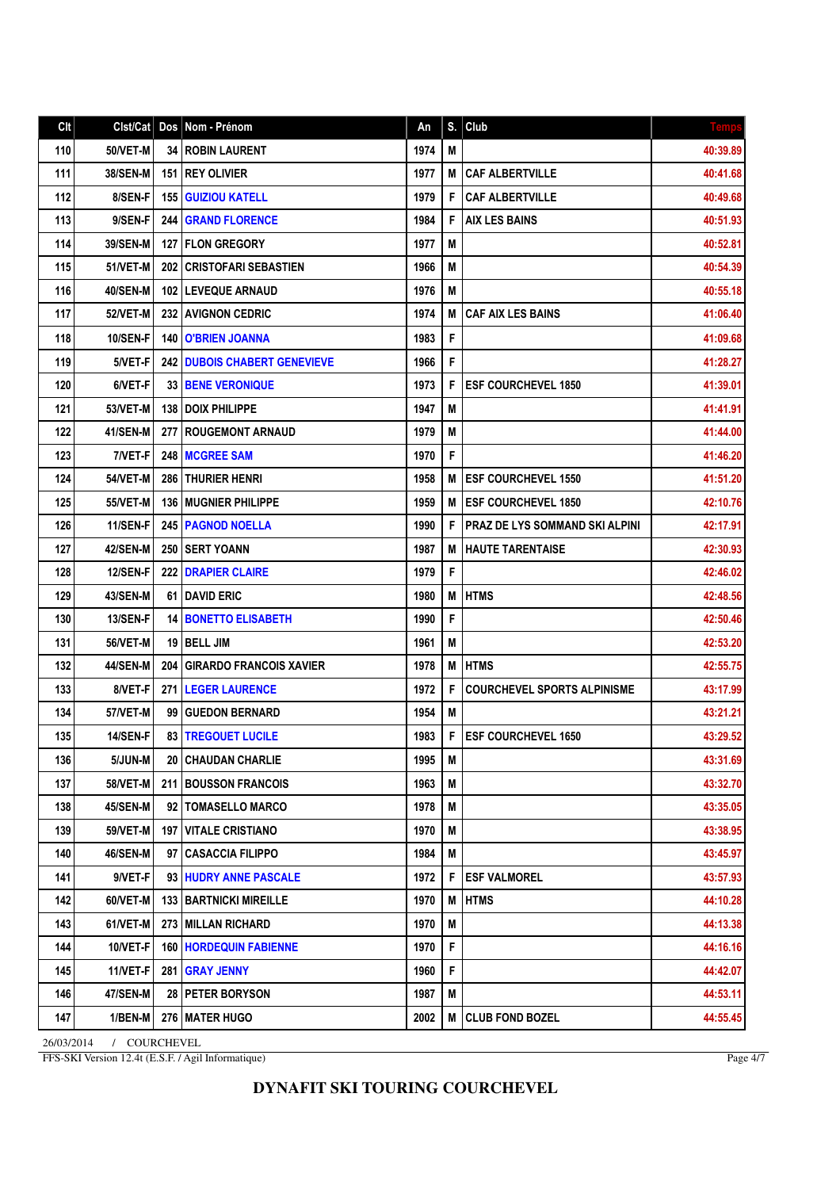| Clt | Clst/Cat | Dos | Nom - Prénom | An | S. | Club | Temps |
|---|---|---|---|---|---|---|---|
| 110 | 50/VET-M | 34 | ROBIN LAURENT | 1974 | M | | 40:39.89 |
| 111 | 38/SEN-M | 151 | REY OLIVIER | 1977 | M | CAF ALBERTVILLE | 40:41.68 |
| 112 | 8/SEN-F | 155 | GUIZIOU KATELL | 1979 | F | CAF ALBERTVILLE | 40:49.68 |
| 113 | 9/SEN-F | 244 | GRAND FLORENCE | 1984 | F | AIX LES BAINS | 40:51.93 |
| 114 | 39/SEN-M | 127 | FLON GREGORY | 1977 | M | | 40:52.81 |
| 115 | 51/VET-M | 202 | CRISTOFARI SEBASTIEN | 1966 | M | | 40:54.39 |
| 116 | 40/SEN-M | 102 | LEVEQUE ARNAUD | 1976 | M | | 40:55.18 |
| 117 | 52/VET-M | 232 | AVIGNON CEDRIC | 1974 | M | CAF AIX LES BAINS | 41:06.40 |
| 118 | 10/SEN-F | 140 | O'BRIEN JOANNA | 1983 | F | | 41:09.68 |
| 119 | 5/VET-F | 242 | DUBOIS CHABERT GENEVIEVE | 1966 | F | | 41:28.27 |
| 120 | 6/VET-F | 33 | BENE VERONIQUE | 1973 | F | ESF COURCHEVEL 1850 | 41:39.01 |
| 121 | 53/VET-M | 138 | DOIX PHILIPPE | 1947 | M | | 41:41.91 |
| 122 | 41/SEN-M | 277 | ROUGEMONT ARNAUD | 1979 | M | | 41:44.00 |
| 123 | 7/VET-F | 248 | MCGREE SAM | 1970 | F | | 41:46.20 |
| 124 | 54/VET-M | 286 | THURIER HENRI | 1958 | M | ESF COURCHEVEL 1550 | 41:51.20 |
| 125 | 55/VET-M | 136 | MUGNIER PHILIPPE | 1959 | M | ESF COURCHEVEL 1850 | 42:10.76 |
| 126 | 11/SEN-F | 245 | PAGNOD NOELLA | 1990 | F | PRAZ DE LYS SOMMAND SKI ALPINI | 42:17.91 |
| 127 | 42/SEN-M | 250 | SERT YOANN | 1987 | M | HAUTE TARENTAISE | 42:30.93 |
| 128 | 12/SEN-F | 222 | DRAPIER CLAIRE | 1979 | F | | 42:46.02 |
| 129 | 43/SEN-M | 61 | DAVID ERIC | 1980 | M | HTMS | 42:48.56 |
| 130 | 13/SEN-F | 14 | BONETTO ELISABETH | 1990 | F | | 42:50.46 |
| 131 | 56/VET-M | 19 | BELL JIM | 1961 | M | | 42:53.20 |
| 132 | 44/SEN-M | 204 | GIRARDO FRANCOIS XAVIER | 1978 | M | HTMS | 42:55.75 |
| 133 | 8/VET-F | 271 | LEGER LAURENCE | 1972 | F | COURCHEVEL SPORTS ALPINISME | 43:17.99 |
| 134 | 57/VET-M | 99 | GUEDON BERNARD | 1954 | M | | 43:21.21 |
| 135 | 14/SEN-F | 83 | TREGOUET LUCILE | 1983 | F | ESF COURCHEVEL 1650 | 43:29.52 |
| 136 | 5/JUN-M | 20 | CHAUDAN CHARLIE | 1995 | M | | 43:31.69 |
| 137 | 58/VET-M | 211 | BOUSSON FRANCOIS | 1963 | M | | 43:32.70 |
| 138 | 45/SEN-M | 92 | TOMASELLO MARCO | 1978 | M | | 43:35.05 |
| 139 | 59/VET-M | 197 | VITALE CRISTIANO | 1970 | M | | 43:38.95 |
| 140 | 46/SEN-M | 97 | CASACCIA FILIPPO | 1984 | M | | 43:45.97 |
| 141 | 9/VET-F | 93 | HUDRY ANNE PASCALE | 1972 | F | ESF VALMOREL | 43:57.93 |
| 142 | 60/VET-M | 133 | BARTNICKI MIREILLE | 1970 | M | HTMS | 44:10.28 |
| 143 | 61/VET-M | 273 | MILLAN RICHARD | 1970 | M | | 44:13.38 |
| 144 | 10/VET-F | 160 | HORDEQUIN FABIENNE | 1970 | F | | 44:16.16 |
| 145 | 11/VET-F | 281 | GRAY JENNY | 1960 | F | | 44:42.07 |
| 146 | 47/SEN-M | 28 | PETER BORYSON | 1987 | M | | 44:53.11 |
| 147 | 1/BEN-M | 276 | MATER HUGO | 2002 | M | CLUB FOND BOZEL | 44:55.45 |

26/03/2014 / COURCHEVEL

FFS-SKI Version 12.4t (E.S.F. / Agil Informatique)

**DYNAFIT SKI TOURING COURCHEVEL**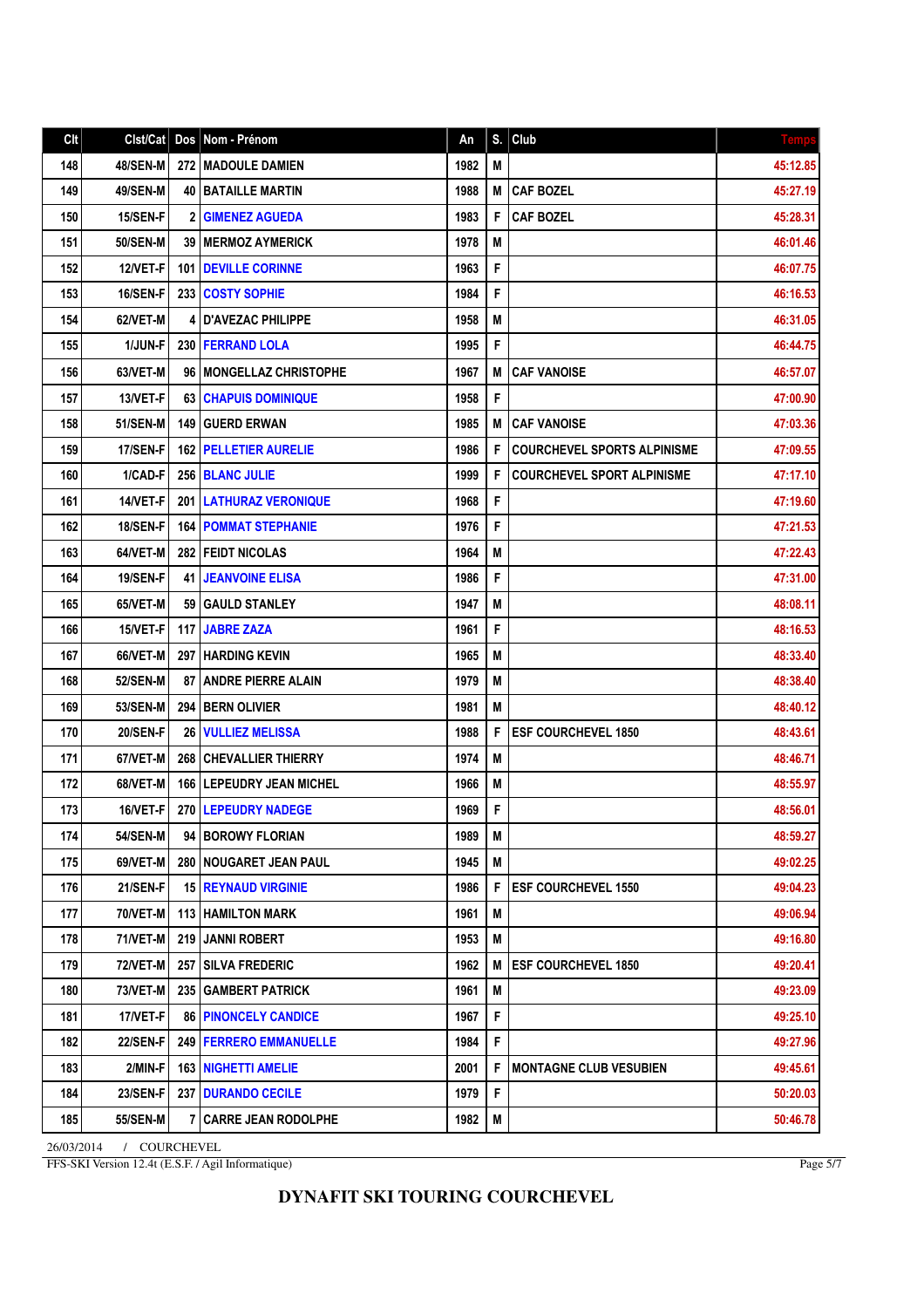| Clt | Clst/Cat | Dos | Nom - Prénom | An | S. | Club | Temps |
|---|---|---|---|---|---|---|---|
| 148 | 48/SEN-M | 272 | MADOULE DAMIEN | 1982 | M | | 45:12.85 |
| 149 | 49/SEN-M | 40 | BATAILLE MARTIN | 1988 | M | CAF BOZEL | 45:27.19 |
| 150 | 15/SEN-F | 2 | GIMENEZ AGUEDA | 1983 | F | CAF BOZEL | 45:28.31 |
| 151 | 50/SEN-M | 39 | MERMOZ AYMERICK | 1978 | M | | 46:01.46 |
| 152 | 12/VET-F | 101 | DEVILLE CORINNE | 1963 | F | | 46:07.75 |
| 153 | 16/SEN-F | 233 | COSTY SOPHIE | 1984 | F | | 46:16.53 |
| 154 | 62/VET-M | 4 | D'AVEZAC PHILIPPE | 1958 | M | | 46:31.05 |
| 155 | 1/JUN-F | 230 | FERRAND LOLA | 1995 | F | | 46:44.75 |
| 156 | 63/VET-M | 96 | MONGELLAZ CHRISTOPHE | 1967 | M | CAF VANOISE | 46:57.07 |
| 157 | 13/VET-F | 63 | CHAPUIS DOMINIQUE | 1958 | F | | 47:00.90 |
| 158 | 51/SEN-M | 149 | GUERD ERWAN | 1985 | M | CAF VANOISE | 47:03.36 |
| 159 | 17/SEN-F | 162 | PELLETIER AURELIE | 1986 | F | COURCHEVEL SPORTS ALPINISME | 47:09.55 |
| 160 | 1/CAD-F | 256 | BLANC JULIE | 1999 | F | COURCHEVEL SPORT ALPINISME | 47:17.10 |
| 161 | 14/VET-F | 201 | LATHURAZ VERONIQUE | 1968 | F | | 47:19.60 |
| 162 | 18/SEN-F | 164 | POMMAT STEPHANIE | 1976 | F | | 47:21.53 |
| 163 | 64/VET-M | 282 | FEIDT NICOLAS | 1964 | M | | 47:22.43 |
| 164 | 19/SEN-F | 41 | JEANVOINE ELISA | 1986 | F | | 47:31.00 |
| 165 | 65/VET-M | 59 | GAULD STANLEY | 1947 | M | | 48:08.11 |
| 166 | 15/VET-F | 117 | JABRE ZAZA | 1961 | F | | 48:16.53 |
| 167 | 66/VET-M | 297 | HARDING KEVIN | 1965 | M | | 48:33.40 |
| 168 | 52/SEN-M | 87 | ANDRE PIERRE ALAIN | 1979 | M | | 48:38.40 |
| 169 | 53/SEN-M | 294 | BERN OLIVIER | 1981 | M | | 48:40.12 |
| 170 | 20/SEN-F | 26 | VULLIEZ MELISSA | 1988 | F | ESF COURCHEVEL 1850 | 48:43.61 |
| 171 | 67/VET-M | 268 | CHEVALLIER THIERRY | 1974 | M | | 48:46.71 |
| 172 | 68/VET-M | 166 | LEPEUDRY JEAN MICHEL | 1966 | M | | 48:55.97 |
| 173 | 16/VET-F | 270 | LEPEUDRY NADEGE | 1969 | F | | 48:56.01 |
| 174 | 54/SEN-M | 94 | BOROWY FLORIAN | 1989 | M | | 48:59.27 |
| 175 | 69/VET-M | 280 | NOUGARET JEAN PAUL | 1945 | M | | 49:02.25 |
| 176 | 21/SEN-F | 15 | REYNAUD VIRGINIE | 1986 | F | ESF COURCHEVEL 1550 | 49:04.23 |
| 177 | 70/VET-M | 113 | HAMILTON MARK | 1961 | M | | 49:06.94 |
| 178 | 71/VET-M | 219 | JANNI ROBERT | 1953 | M | | 49:16.80 |
| 179 | 72/VET-M | 257 | SILVA FREDERIC | 1962 | M | ESF COURCHEVEL 1850 | 49:20.41 |
| 180 | 73/VET-M | 235 | GAMBERT PATRICK | 1961 | M | | 49:23.09 |
| 181 | 17/VET-F | 86 | PINONCELY CANDICE | 1967 | F | | 49:25.10 |
| 182 | 22/SEN-F | 249 | FERRERO EMMANUELLE | 1984 | F | | 49:27.96 |
| 183 | 2/MIN-F | 163 | NIGHETTI AMELIE | 2001 | F | MONTAGNE CLUB VESUBIEN | 49:45.61 |
| 184 | 23/SEN-F | 237 | DURANDO CECILE | 1979 | F | | 50:20.03 |
| 185 | 55/SEN-M | 7 | CARRE JEAN RODOLPHE | 1982 | M | | 50:46.78 |

26/03/2014 / COURCHEVEL

FFS-SKI Version 12.4t (E.S.F. / Agil Informatique)

**DYNAFIT SKI TOURING COURCHEVEL**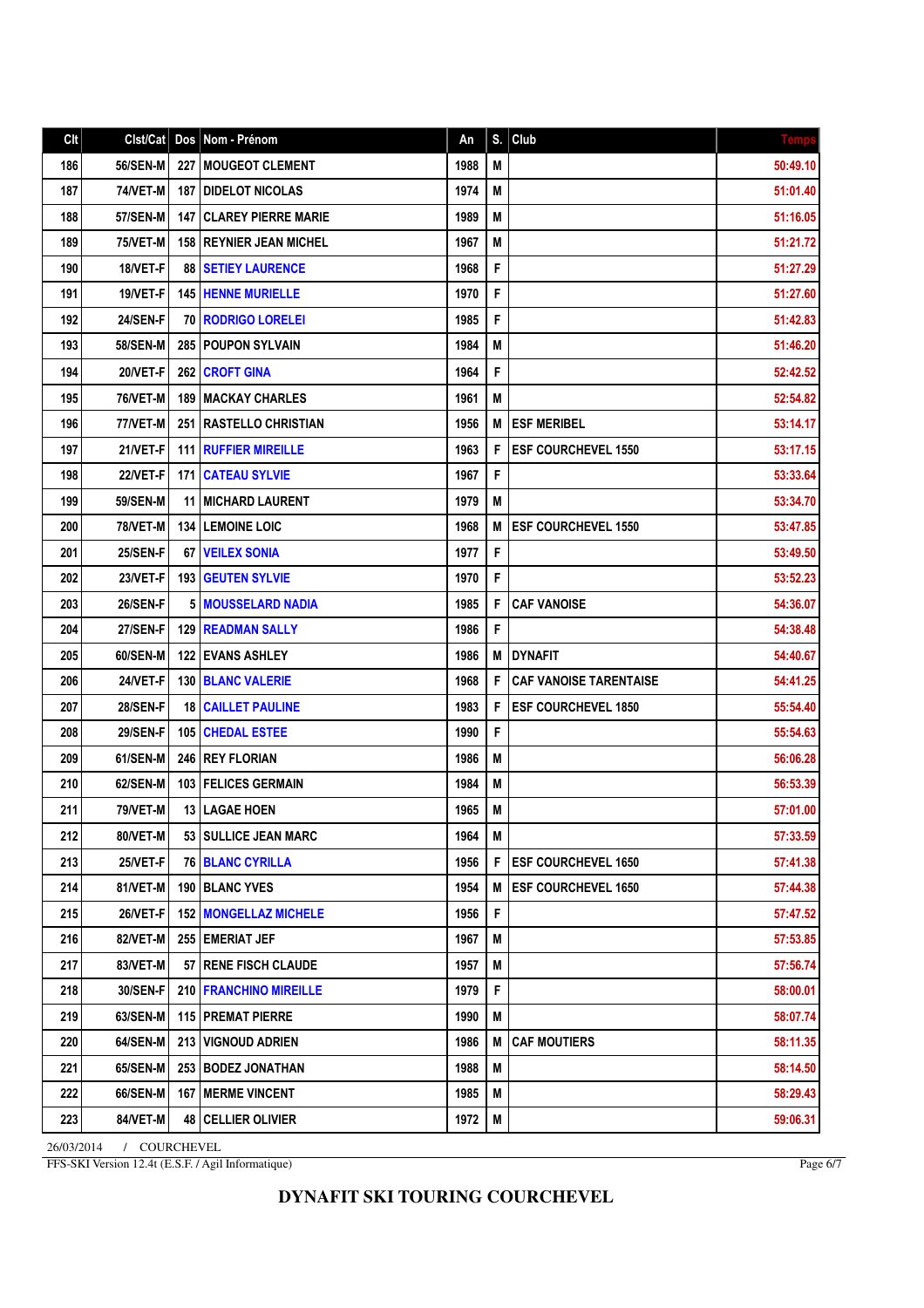| Clt | Clst/Cat | Dos | Nom - Prénom | An | S. | Club | Temps |
|---|---|---|---|---|---|---|---|
| 186 | 56/SEN-M | 227 | MOUGEOT CLEMENT | 1988 | M | | 50:49.10 |
| 187 | 74/VET-M | 187 | DIDELOT NICOLAS | 1974 | M | | 51:01.40 |
| 188 | 57/SEN-M | 147 | CLAREY PIERRE MARIE | 1989 | M | | 51:16.05 |
| 189 | 75/VET-M | 158 | REYNIER JEAN MICHEL | 1967 | M | | 51:21.72 |
| 190 | 18/VET-F | 88 | SETIEY LAURENCE | 1968 | F | | 51:27.29 |
| 191 | 19/VET-F | 145 | HENNE MURIELLE | 1970 | F | | 51:27.60 |
| 192 | 24/SEN-F | 70 | RODRIGO LORELEI | 1985 | F | | 51:42.83 |
| 193 | 58/SEN-M | 285 | POUPON SYLVAIN | 1984 | M | | 51:46.20 |
| 194 | 20/VET-F | 262 | CROFT GINA | 1964 | F | | 52:42.52 |
| 195 | 76/VET-M | 189 | MACKAY CHARLES | 1961 | M | | 52:54.82 |
| 196 | 77/VET-M | 251 | RASTELLO CHRISTIAN | 1956 | M | ESF MERIBEL | 53:14.17 |
| 197 | 21/VET-F | 111 | RUFFIER MIREILLE | 1963 | F | ESF COURCHEVEL 1550 | 53:17.15 |
| 198 | 22/VET-F | 171 | CATEAU SYLVIE | 1967 | F | | 53:33.64 |
| 199 | 59/SEN-M | 11 | MICHARD LAURENT | 1979 | M | | 53:34.70 |
| 200 | 78/VET-M | 134 | LEMOINE LOIC | 1968 | M | ESF COURCHEVEL 1550 | 53:47.85 |
| 201 | 25/SEN-F | 67 | VEILEX SONIA | 1977 | F | | 53:49.50 |
| 202 | 23/VET-F | 193 | GEUTEN SYLVIE | 1970 | F | | 53:52.23 |
| 203 | 26/SEN-F | 5 | MOUSSELARD NADIA | 1985 | F | CAF VANOISE | 54:36.07 |
| 204 | 27/SEN-F | 129 | READMAN SALLY | 1986 | F | | 54:38.48 |
| 205 | 60/SEN-M | 122 | EVANS ASHLEY | 1986 | M | DYNAFIT | 54:40.67 |
| 206 | 24/VET-F | 130 | BLANC VALERIE | 1968 | F | CAF VANOISE TARENTAISE | 54:41.25 |
| 207 | 28/SEN-F | 18 | CAILLET PAULINE | 1983 | F | ESF COURCHEVEL 1850 | 55:54.40 |
| 208 | 29/SEN-F | 105 | CHEDAL ESTEE | 1990 | F | | 55:54.63 |
| 209 | 61/SEN-M | 246 | REY FLORIAN | 1986 | M | | 56:06.28 |
| 210 | 62/SEN-M | 103 | FELICES GERMAIN | 1984 | M | | 56:53.39 |
| 211 | 79/VET-M | 13 | LAGAE HOEN | 1965 | M | | 57:01.00 |
| 212 | 80/VET-M | 53 | SULLICE JEAN MARC | 1964 | M | | 57:33.59 |
| 213 | 25/VET-F | 76 | BLANC CYRILLA | 1956 | F | ESF COURCHEVEL 1650 | 57:41.38 |
| 214 | 81/VET-M | 190 | BLANC YVES | 1954 | M | ESF COURCHEVEL 1650 | 57:44.38 |
| 215 | 26/VET-F | 152 | MONGELLAZ MICHELE | 1956 | F | | 57:47.52 |
| 216 | 82/VET-M | 255 | EMERIAT JEF | 1967 | M | | 57:53.85 |
| 217 | 83/VET-M | 57 | RENE FISCH CLAUDE | 1957 | M | | 57:56.74 |
| 218 | 30/SEN-F | 210 | FRANCHINO MIREILLE | 1979 | F | | 58:00.01 |
| 219 | 63/SEN-M | 115 | PREMAT PIERRE | 1990 | M | | 58:07.74 |
| 220 | 64/SEN-M | 213 | VIGNOUD ADRIEN | 1986 | M | CAF MOUTIERS | 58:11.35 |
| 221 | 65/SEN-M | 253 | BODEZ JONATHAN | 1988 | M | | 58:14.50 |
| 222 | 66/SEN-M | 167 | MERME VINCENT | 1985 | M | | 58:29.43 |
| 223 | 84/VET-M | 48 | CELLIER OLIVIER | 1972 | M | | 59:06.31 |

26/03/2014 / COURCHEVEL

FFS-SKI Version 12.4t (E.S.F. / Agil Informatique)

**DYNAFIT SKI TOURING COURCHEVEL**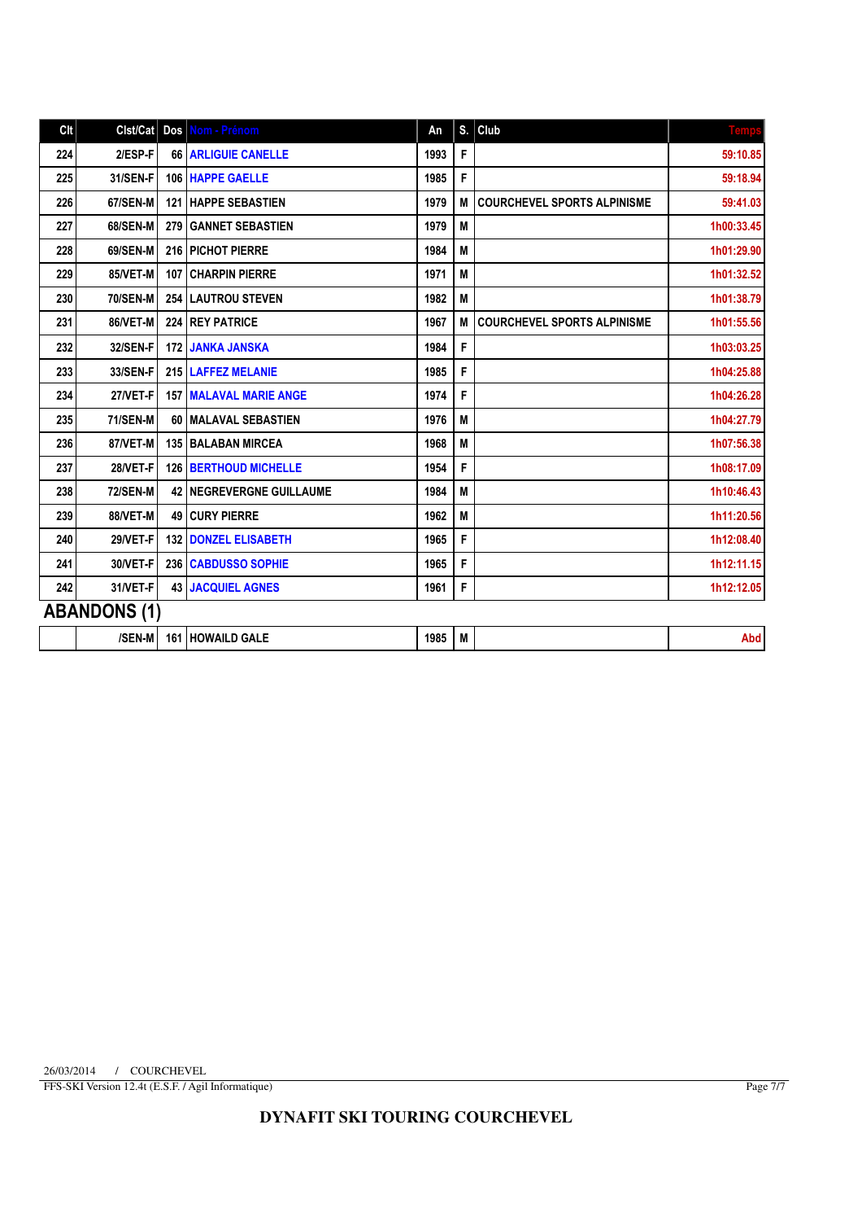| Clt | Clst/Cat | Dos | Nom - Prénom | An | S. | Club | Temps |
|---|---|---|---|---|---|---|---|
| 224 | 2/ESP-F | 66 | ARLIGUIE CANELLE | 1993 | F | | 59:10.85 |
| 225 | 31/SEN-F | 106 | HAPPE GAELLE | 1985 | F | | 59:18.94 |
| 226 | 67/SEN-M | 121 | HAPPE SEBASTIEN | 1979 | M | COURCHEVEL SPORTS ALPINISME | 59:41.03 |
| 227 | 68/SEN-M | 279 | GANNET SEBASTIEN | 1979 | M | | 1h00:33.45 |
| 228 | 69/SEN-M | 216 | PICHOT PIERRE | 1984 | M | | 1h01:29.90 |
| 229 | 85/VET-M | 107 | CHARPIN PIERRE | 1971 | M | | 1h01:32.52 |
| 230 | 70/SEN-M | 254 | LAUTROU STEVEN | 1982 | M | | 1h01:38.79 |
| 231 | 86/VET-M | 224 | REY PATRICE | 1967 | M | COURCHEVEL SPORTS ALPINISME | 1h01:55.56 |
| 232 | 32/SEN-F | 172 | JANKA JANSKA | 1984 | F | | 1h03:03.25 |
| 233 | 33/SEN-F | 215 | LAFFEZ MELANIE | 1985 | F | | 1h04:25.88 |
| 234 | 27/VET-F | 157 | MALAVAL MARIE ANGE | 1974 | F | | 1h04:26.28 |
| 235 | 71/SEN-M | 60 | MALAVAL SEBASTIEN | 1976 | M | | 1h04:27.79 |
| 236 | 87/VET-M | 135 | BALABAN MIRCEA | 1968 | M | | 1h07:56.38 |
| 237 | 28/VET-F | 126 | BERTHOUD MICHELLE | 1954 | F | | 1h08:17.09 |
| 238 | 72/SEN-M | 42 | NEGREVERGNE GUILLAUME | 1984 | M | | 1h10:46.43 |
| 239 | 88/VET-M | 49 | CURY PIERRE | 1962 | M | | 1h11:20.56 |
| 240 | 29/VET-F | 132 | DONZEL ELISABETH | 1965 | F | | 1h12:08.40 |
| 241 | 30/VET-F | 236 | CABDUSSO SOPHIE | 1965 | F | | 1h12:11.15 |
| 242 | 31/VET-F | 43 | JACQUIEL AGNES | 1961 | F | | 1h12:12.05 |

## ABANDONS (1)

| Clt | Clst/Cat | Dos | Nom - Prénom | An | S. | Club | Temps |
|---|---|---|---|---|---|---|---|
| | /SEN-M | 161 | HOWAILD GALE | 1985 | M | | Abd |

26/03/2014 / COURCHEVEL

FFS-SKI Version 12.4t (E.S.F. / Agil Informatique)

**DYNAFIT SKI TOURING COURCHEVEL**